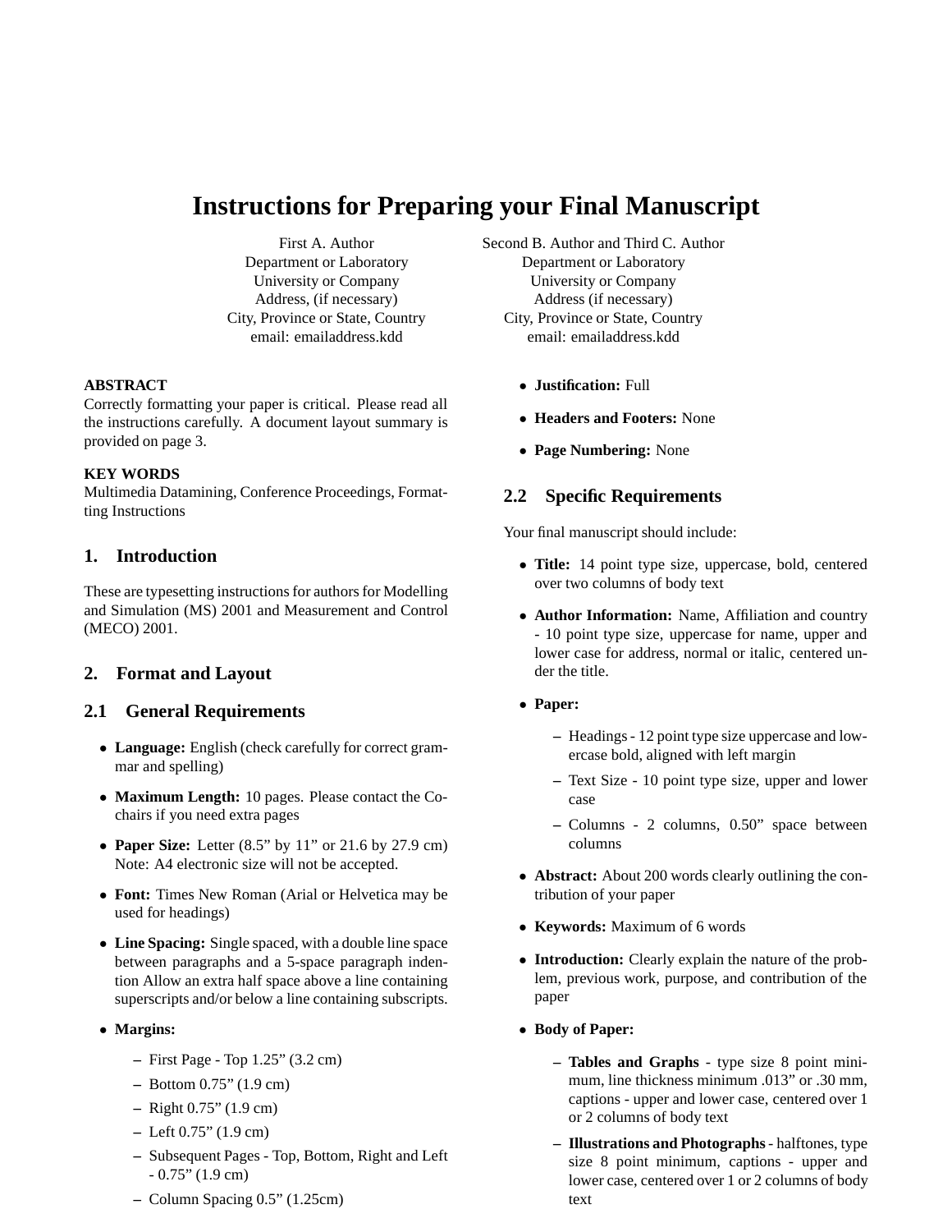# Instructions for Preparing your Final Manuscript

First A. Author
Department or Laboratory
University or Company
Address, (if necessary)
City, Province or State, Country
email: emailaddress.kdd

Second B. Author and Third C. Author
Department or Laboratory
University or Company
Address (if necessary)
City, Province or State, Country
email: emailaddress.kdd

**ABSTRACT**
Correctly formatting your paper is critical. Please read all the instructions carefully. A document layout summary is provided on page 3.

**KEY WORDS**
Multimedia Datamining, Conference Proceedings, Formatting Instructions

## 1. Introduction

These are typesetting instructions for authors for Modelling and Simulation (MS) 2001 and Measurement and Control (MECO) 2001.

## 2. Format and Layout

### 2.1 General Requirements

- **Language:** English (check carefully for correct grammar and spelling)
- **Maximum Length:** 10 pages. Please contact the Co-chairs if you need extra pages
- **Paper Size:** Letter (8.5" by 11" or 21.6 by 27.9 cm) Note: A4 electronic size will not be accepted.
- **Font:** Times New Roman (Arial or Helvetica may be used for headings)
- **Line Spacing:** Single spaced, with a double line space between paragraphs and a 5-space paragraph indention Allow an extra half space above a line containing superscripts and/or below a line containing subscripts.
- **Margins:**
  - First Page - Top 1.25" (3.2 cm)
  - Bottom 0.75" (1.9 cm)
  - Right 0.75" (1.9 cm)
  - Left 0.75" (1.9 cm)
  - Subsequent Pages - Top, Bottom, Right and Left - 0.75" (1.9 cm)
  - Column Spacing 0.5" (1.25cm)
- **Justification:** Full
- **Headers and Footers:** None
- **Page Numbering:** None

### 2.2 Specific Requirements

Your final manuscript should include:

- **Title:** 14 point type size, uppercase, bold, centered over two columns of body text
- **Author Information:** Name, Affiliation and country - 10 point type size, uppercase for name, upper and lower case for address, normal or italic, centered under the title.
- **Paper:**
  - Headings - 12 point type size uppercase and lowercase bold, aligned with left margin
  - Text Size - 10 point type size, upper and lower case
  - Columns - 2 columns, 0.50" space between columns
- **Abstract:** About 200 words clearly outlining the contribution of your paper
- **Keywords:** Maximum of 6 words
- **Introduction:** Clearly explain the nature of the problem, previous work, purpose, and contribution of the paper
- **Body of Paper:**
  - **Tables and Graphs** - type size 8 point minimum, line thickness minimum .013" or .30 mm, captions - upper and lower case, centered over 1 or 2 columns of body text
  - **Illustrations and Photographs** - halftones, type size 8 point minimum, captions - upper and lower case, centered over 1 or 2 columns of body text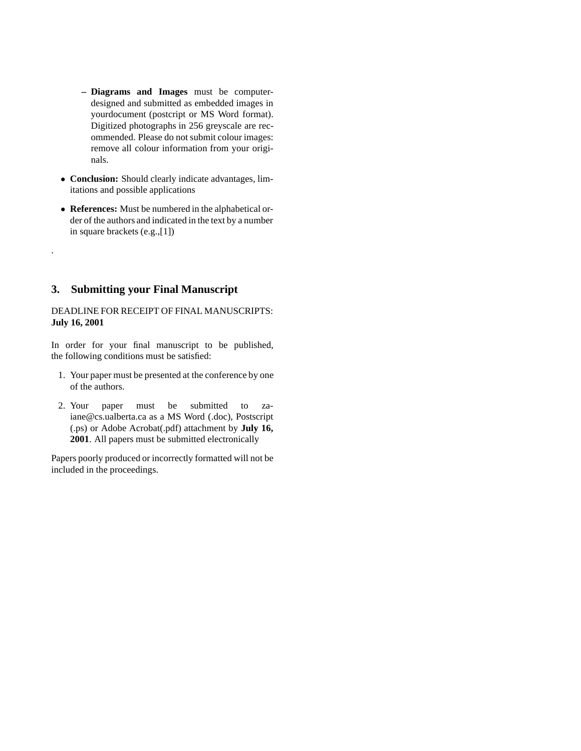- **Diagrams and Images** must be computer-designed and submitted as embedded images in yourdocument (postcript or MS Word format). Digitized photographs in 256 greyscale are recommended. Please do not submit colour images: remove all colour information from your originals.

- **Conclusion:** Should clearly indicate advantages, limitations and possible applications

- **References:** Must be numbered in the alphabetical order of the authors and indicated in the text by a number in square brackets (e.g.,[1])

.

## 3. Submitting your Final Manuscript

DEADLINE FOR RECEIPT OF FINAL MANUSCRIPTS: **July 16, 2001**

In order for your final manuscript to be published, the following conditions must be satisfied:

1. Your paper must be presented at the conference by one of the authors.

2. Your paper must be submitted to zaiane@cs.ualberta.ca as a MS Word (.doc), Postscript (.ps) or Adobe Acrobat(.pdf) attachment by **July 16, 2001**. All papers must be submitted electronically

Papers poorly produced or incorrectly formatted will not be included in the proceedings.